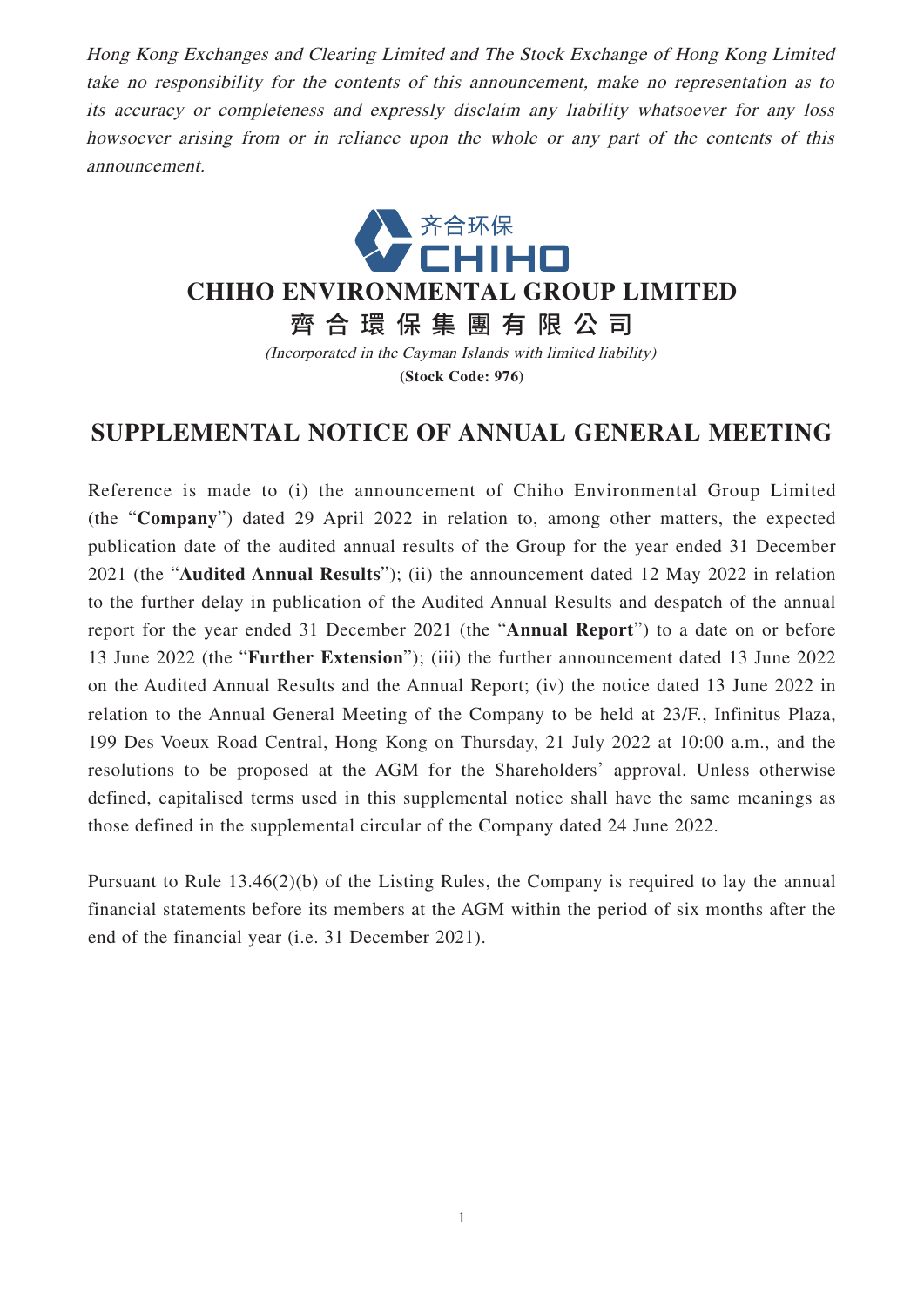*Hong Kong Exchanges and Clearing Limited and The Stock Exchange of Hong Kong Limited take no responsibility for the contents of this announcement, make no representation as to its accuracy or completeness and expressly disclaim any liability whatsoever for any loss howsoever arising from or in reliance upon the whole or any part of the contents of this announcement.*

齐合环保
CHIHO

# CHIHO ENVIRONMENTAL GROUP LIMITED

# 齊合環保集團有限公司

*(Incorporated in the Cayman Islands with limited liability)*

**(Stock Code: 976)**

## SUPPLEMENTAL NOTICE OF ANNUAL GENERAL MEETING

Reference is made to (i) the announcement of Chiho Environmental Group Limited (the "**Company**") dated 29 April 2022 in relation to, among other matters, the expected publication date of the audited annual results of the Group for the year ended 31 December 2021 (the "**Audited Annual Results**"); (ii) the announcement dated 12 May 2022 in relation to the further delay in publication of the Audited Annual Results and despatch of the annual report for the year ended 31 December 2021 (the "**Annual Report**") to a date on or before 13 June 2022 (the "**Further Extension**"); (iii) the further announcement dated 13 June 2022 on the Audited Annual Results and the Annual Report; (iv) the notice dated 13 June 2022 in relation to the Annual General Meeting of the Company to be held at 23/F., Infinitus Plaza, 199 Des Voeux Road Central, Hong Kong on Thursday, 21 July 2022 at 10:00 a.m., and the resolutions to be proposed at the AGM for the Shareholders' approval. Unless otherwise defined, capitalised terms used in this supplemental notice shall have the same meanings as those defined in the supplemental circular of the Company dated 24 June 2022.

Pursuant to Rule 13.46(2)(b) of the Listing Rules, the Company is required to lay the annual financial statements before its members at the AGM within the period of six months after the end of the financial year (i.e. 31 December 2021).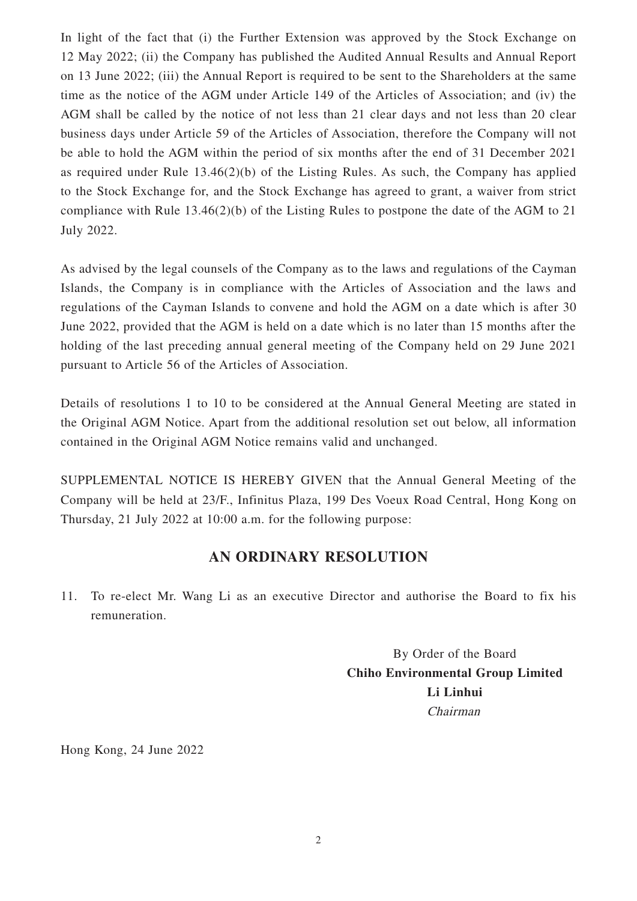In light of the fact that (i) the Further Extension was approved by the Stock Exchange on 12 May 2022; (ii) the Company has published the Audited Annual Results and Annual Report on 13 June 2022; (iii) the Annual Report is required to be sent to the Shareholders at the same time as the notice of the AGM under Article 149 of the Articles of Association; and (iv) the AGM shall be called by the notice of not less than 21 clear days and not less than 20 clear business days under Article 59 of the Articles of Association, therefore the Company will not be able to hold the AGM within the period of six months after the end of 31 December 2021 as required under Rule 13.46(2)(b) of the Listing Rules. As such, the Company has applied to the Stock Exchange for, and the Stock Exchange has agreed to grant, a waiver from strict compliance with Rule 13.46(2)(b) of the Listing Rules to postpone the date of the AGM to 21 July 2022.

As advised by the legal counsels of the Company as to the laws and regulations of the Cayman Islands, the Company is in compliance with the Articles of Association and the laws and regulations of the Cayman Islands to convene and hold the AGM on a date which is after 30 June 2022, provided that the AGM is held on a date which is no later than 15 months after the holding of the last preceding annual general meeting of the Company held on 29 June 2021 pursuant to Article 56 of the Articles of Association.

Details of resolutions 1 to 10 to be considered at the Annual General Meeting are stated in the Original AGM Notice. Apart from the additional resolution set out below, all information contained in the Original AGM Notice remains valid and unchanged.

SUPPLEMENTAL NOTICE IS HEREBY GIVEN that the Annual General Meeting of the Company will be held at 23/F., Infinitus Plaza, 199 Des Voeux Road Central, Hong Kong on Thursday, 21 July 2022 at 10:00 a.m. for the following purpose:

## AN ORDINARY RESOLUTION

11. To re-elect Mr. Wang Li as an executive Director and authorise the Board to fix his remuneration.

By Order of the Board
**Chiho Environmental Group Limited**
**Li Linhui**
*Chairman*

Hong Kong, 24 June 2022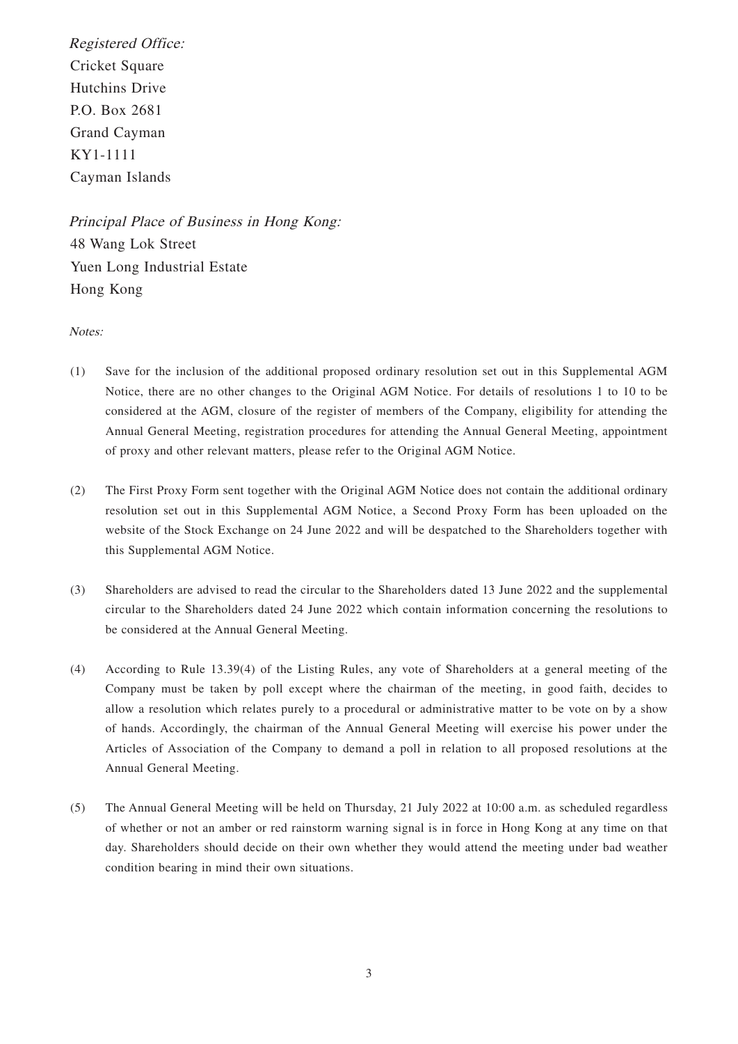*Registered Office:*
Cricket Square
Hutchins Drive
P.O. Box 2681
Grand Cayman
KY1-1111
Cayman Islands

*Principal Place of Business in Hong Kong:*
48 Wang Lok Street
Yuen Long Industrial Estate
Hong Kong

*Notes:*

(1) Save for the inclusion of the additional proposed ordinary resolution set out in this Supplemental AGM Notice, there are no other changes to the Original AGM Notice. For details of resolutions 1 to 10 to be considered at the AGM, closure of the register of members of the Company, eligibility for attending the Annual General Meeting, registration procedures for attending the Annual General Meeting, appointment of proxy and other relevant matters, please refer to the Original AGM Notice.

(2) The First Proxy Form sent together with the Original AGM Notice does not contain the additional ordinary resolution set out in this Supplemental AGM Notice, a Second Proxy Form has been uploaded on the website of the Stock Exchange on 24 June 2022 and will be despatched to the Shareholders together with this Supplemental AGM Notice.

(3) Shareholders are advised to read the circular to the Shareholders dated 13 June 2022 and the supplemental circular to the Shareholders dated 24 June 2022 which contain information concerning the resolutions to be considered at the Annual General Meeting.

(4) According to Rule 13.39(4) of the Listing Rules, any vote of Shareholders at a general meeting of the Company must be taken by poll except where the chairman of the meeting, in good faith, decides to allow a resolution which relates purely to a procedural or administrative matter to be vote on by a show of hands. Accordingly, the chairman of the Annual General Meeting will exercise his power under the Articles of Association of the Company to demand a poll in relation to all proposed resolutions at the Annual General Meeting.

(5) The Annual General Meeting will be held on Thursday, 21 July 2022 at 10:00 a.m. as scheduled regardless of whether or not an amber or red rainstorm warning signal is in force in Hong Kong at any time on that day. Shareholders should decide on their own whether they would attend the meeting under bad weather condition bearing in mind their own situations.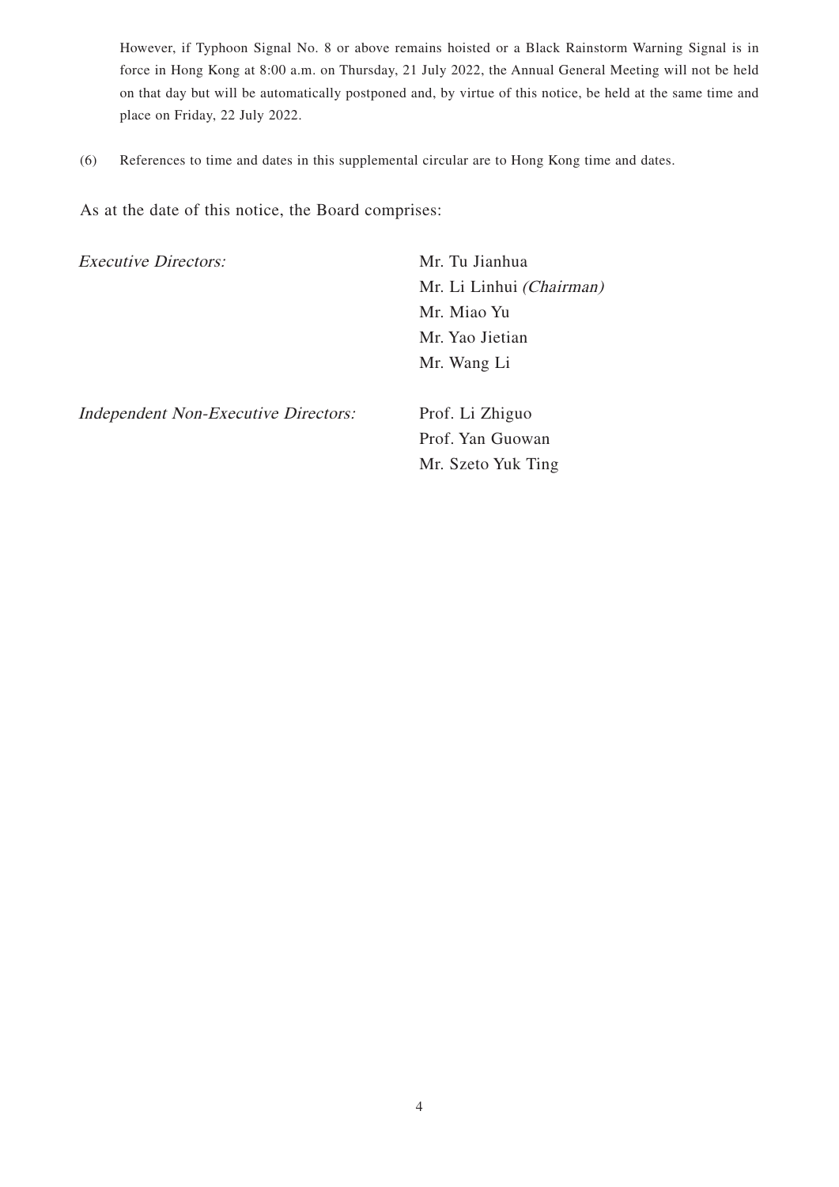However, if Typhoon Signal No. 8 or above remains hoisted or a Black Rainstorm Warning Signal is in force in Hong Kong at 8:00 a.m. on Thursday, 21 July 2022, the Annual General Meeting will not be held on that day but will be automatically postponed and, by virtue of this notice, be held at the same time and place on Friday, 22 July 2022.

(6) References to time and dates in this supplemental circular are to Hong Kong time and dates.

As at the date of this notice, the Board comprises:

| | |
|---|---|
| *Executive Directors:* | Mr. Tu Jianhua |
| | Mr. Li Linhui *(Chairman)* |
| | Mr. Miao Yu |
| | Mr. Yao Jietian |
| | Mr. Wang Li |
| *Independent Non-Executive Directors:* | Prof. Li Zhiguo |
| | Prof. Yan Guowan |
| | Mr. Szeto Yuk Ting |